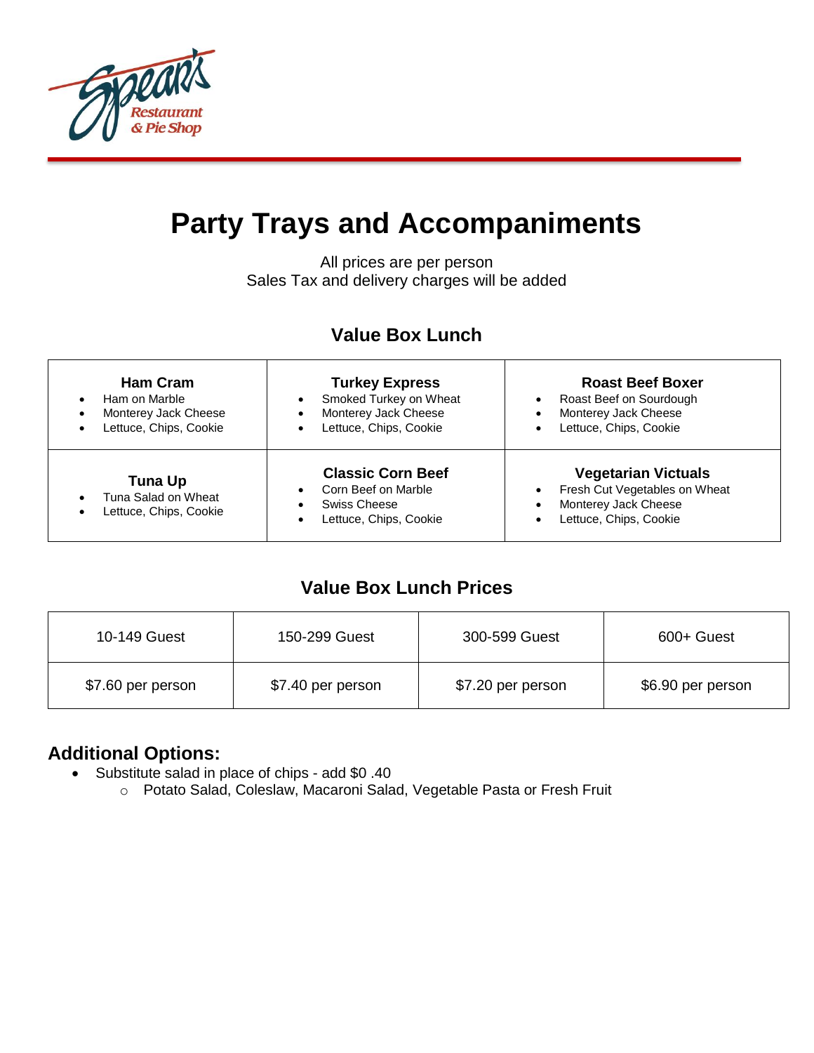Spear's Restaurant & Pie Shop

# Party Trays and Accompaniments

All prices are per person
Sales Tax and delivery charges will be added

## Value Box Lunch

| Ham Cram | Turkey Express | Roast Beef Boxer |
|---|---|---|
| • Ham on Marble<br>• Monterey Jack Cheese<br>• Lettuce, Chips, Cookie | • Smoked Turkey on Wheat<br>• Monterey Jack Cheese<br>• Lettuce, Chips, Cookie | • Roast Beef on Sourdough<br>• Monterey Jack Cheese<br>• Lettuce, Chips, Cookie |
| **Tuna Up**<br>• Tuna Salad on Wheat<br>• Lettuce, Chips, Cookie | **Classic Corn Beef**<br>• Corn Beef on Marble<br>• Swiss Cheese<br>• Lettuce, Chips, Cookie | **Vegetarian Victuals**<br>• Fresh Cut Vegetables on Wheat<br>• Monterey Jack Cheese<br>• Lettuce, Chips, Cookie |

## Value Box Lunch Prices

| 10-149 Guest | 150-299 Guest | 300-599 Guest | 600+ Guest |
|---|---|---|---|
| $7.60 per person | $7.40 per person | $7.20 per person | $6.90 per person |

### Additional Options:

- Substitute salad in place of chips - add $0 .40
    - Potato Salad, Coleslaw, Macaroni Salad, Vegetable Pasta or Fresh Fruit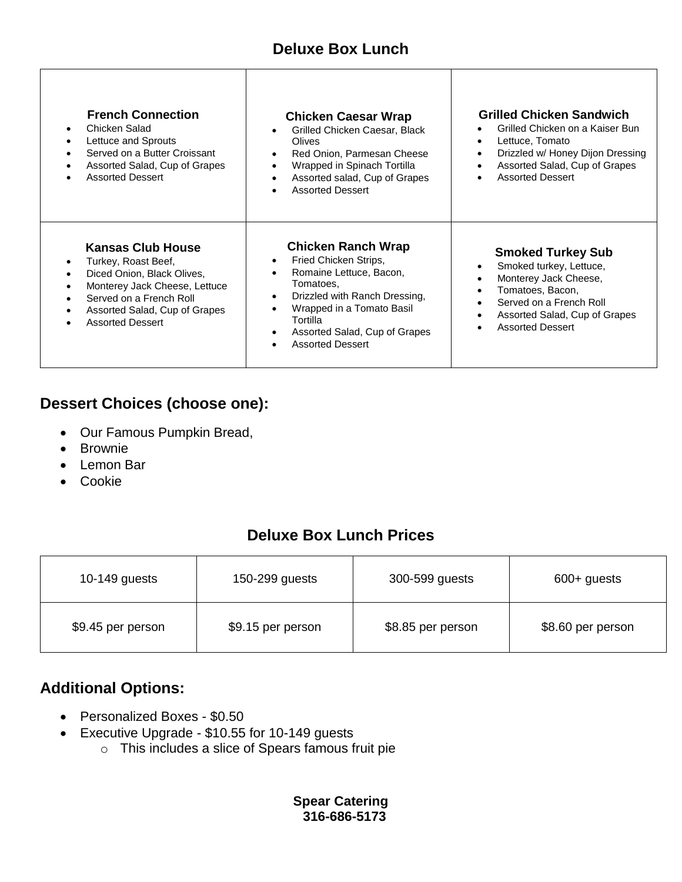# Deluxe Box Lunch

| | | |
|---|---|---|
| **French Connection**<br>• Chicken Salad<br>• Lettuce and Sprouts<br>• Served on a Butter Croissant<br>• Assorted Salad, Cup of Grapes<br>• Assorted Dessert | **Chicken Caesar Wrap**<br>• Grilled Chicken Caesar, Black Olives<br>• Red Onion, Parmesan Cheese<br>• Wrapped in Spinach Tortilla<br>• Assorted salad, Cup of Grapes<br>• Assorted Dessert | **Grilled Chicken Sandwich**<br>• Grilled Chicken on a Kaiser Bun<br>• Lettuce, Tomato<br>• Drizzled w/ Honey Dijon Dressing<br>• Assorted Salad, Cup of Grapes<br>• Assorted Dessert |
| **Kansas Club House**<br>• Turkey, Roast Beef,<br>• Diced Onion, Black Olives,<br>• Monterey Jack Cheese, Lettuce<br>• Served on a French Roll<br>• Assorted Salad, Cup of Grapes<br>• Assorted Dessert | **Chicken Ranch Wrap**<br>• Fried Chicken Strips,<br>• Romaine Lettuce, Bacon, Tomatoes,<br>• Drizzled with Ranch Dressing,<br>• Wrapped in a Tomato Basil Tortilla<br>• Assorted Salad, Cup of Grapes<br>• Assorted Dessert | **Smoked Turkey Sub**<br>• Smoked turkey, Lettuce,<br>• Monterey Jack Cheese,<br>• Tomatoes, Bacon,<br>• Served on a French Roll<br>• Assorted Salad, Cup of Grapes<br>• Assorted Dessert |

## Dessert Choices (choose one):

- Our Famous Pumpkin Bread,
- Brownie
- Lemon Bar
- Cookie

## Deluxe Box Lunch Prices

| 10-149 guests | 150-299 guests | 300-599 guests | 600+ guests |
|---|---|---|---|
| $9.45 per person | $9.15 per person | $8.85 per person | $8.60 per person |

## Additional Options:

- Personalized Boxes - $0.50
- Executive Upgrade - $10.55 for 10-149 guests
    - This includes a slice of Spears famous fruit pie

**Spear Catering**
**316-686-5173**